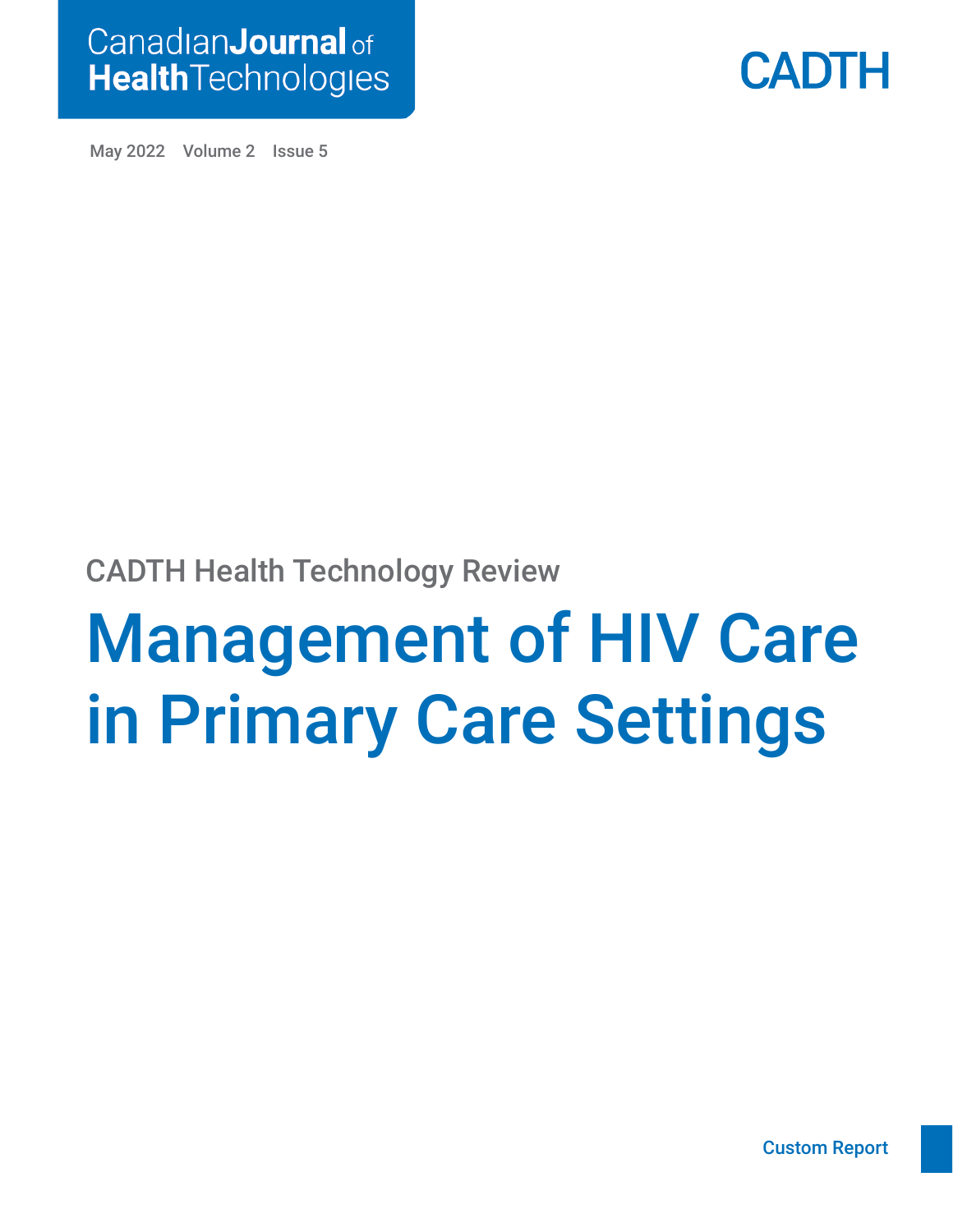Canadian Journal of Health Technologies

CADTH

May 2022 Volume 2 Issue 5

CADTH Health Technology Review

# Management of HIV Care in Primary Care Settings

Custom Report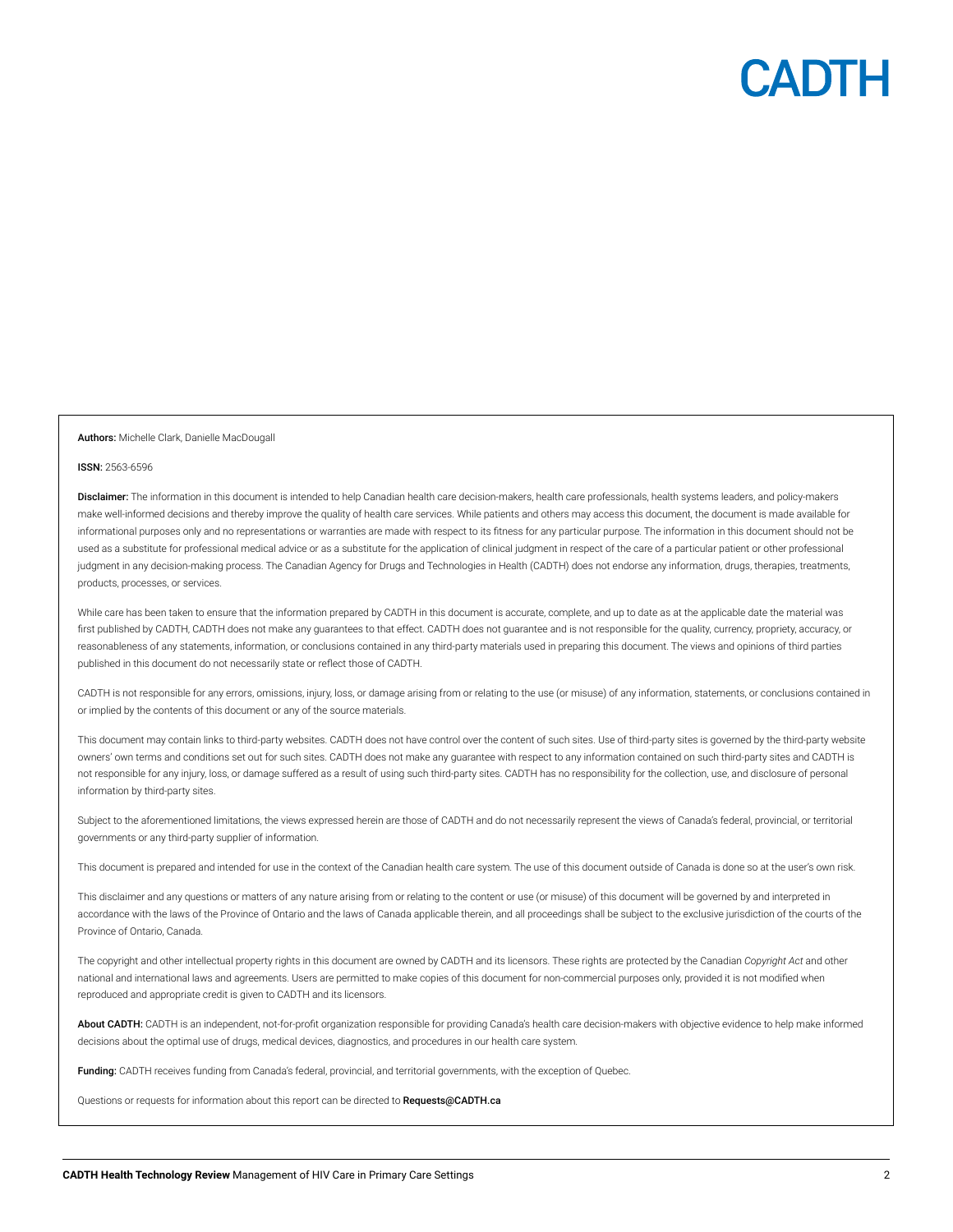**Authors:** Michelle Clark, Danielle MacDougall

**ISSN:** 2563-6596

**Disclaimer:** The information in this document is intended to help Canadian health care decision-makers, health care professionals, health systems leaders, and policy-makers make well-informed decisions and thereby improve the quality of health care services. While patients and others may access this document, the document is made available for informational purposes only and no representations or warranties are made with respect to its fitness for any particular purpose. The information in this document should not be used as a substitute for professional medical advice or as a substitute for the application of clinical judgment in respect of the care of a particular patient or other professional judgment in any decision-making process. The Canadian Agency for Drugs and Technologies in Health (CADTH) does not endorse any information, drugs, therapies, treatments, products, processes, or services.

While care has been taken to ensure that the information prepared by CADTH in this document is accurate, complete, and up to date as at the applicable date the material was first published by CADTH, CADTH does not make any guarantees to that effect. CADTH does not guarantee and is not responsible for the quality, currency, propriety, accuracy, or reasonableness of any statements, information, or conclusions contained in any third-party materials used in preparing this document. The views and opinions of third parties published in this document do not necessarily state or reflect those of CADTH.

CADTH is not responsible for any errors, omissions, injury, loss, or damage arising from or relating to the use (or misuse) of any information, statements, or conclusions contained in or implied by the contents of this document or any of the source materials.

This document may contain links to third-party websites. CADTH does not have control over the content of such sites. Use of third-party sites is governed by the third-party website owners' own terms and conditions set out for such sites. CADTH does not make any guarantee with respect to any information contained on such third-party sites and CADTH is not responsible for any injury, loss, or damage suffered as a result of using such third-party sites. CADTH has no responsibility for the collection, use, and disclosure of personal information by third-party sites.

Subject to the aforementioned limitations, the views expressed herein are those of CADTH and do not necessarily represent the views of Canada's federal, provincial, or territorial governments or any third-party supplier of information.

This document is prepared and intended for use in the context of the Canadian health care system. The use of this document outside of Canada is done so at the user's own risk.

This disclaimer and any questions or matters of any nature arising from or relating to the content or use (or misuse) of this document will be governed by and interpreted in accordance with the laws of the Province of Ontario and the laws of Canada applicable therein, and all proceedings shall be subject to the exclusive jurisdiction of the courts of the Province of Ontario, Canada.

The copyright and other intellectual property rights in this document are owned by CADTH and its licensors. These rights are protected by the Canadian *Copyright Act* and other national and international laws and agreements. Users are permitted to make copies of this document for non-commercial purposes only, provided it is not modified when reproduced and appropriate credit is given to CADTH and its licensors.

**About CADTH:** CADTH is an independent, not-for-profit organization responsible for providing Canada's health care decision-makers with objective evidence to help make informed decisions about the optimal use of drugs, medical devices, diagnostics, and procedures in our health care system.

**Funding:** CADTH receives funding from Canada's federal, provincial, and territorial governments, with the exception of Quebec.

Questions or requests for information about this report can be directed to **Requests@CADTH.ca**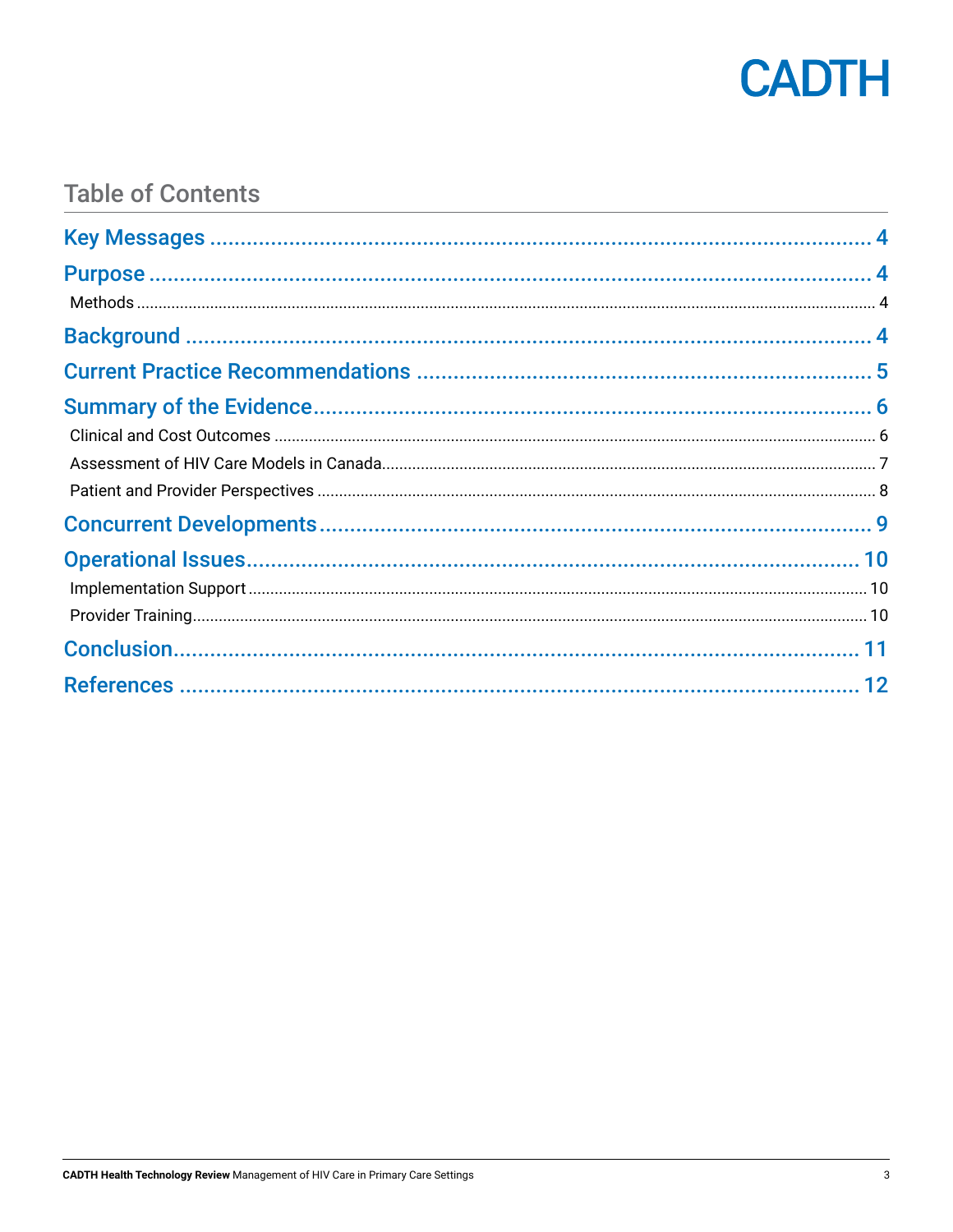# Table of Contents

- Key Messages ... 4
- Purpose ... 4
  - Methods ... 4
- Background ... 4
- Current Practice Recommendations ... 5
- Summary of the Evidence ... 6
  - Clinical and Cost Outcomes ... 6
  - Assessment of HIV Care Models in Canada ... 7
  - Patient and Provider Perspectives ... 8
- Concurrent Developments ... 9
- Operational Issues ... 10
  - Implementation Support ... 10
  - Provider Training ... 10
- Conclusion ... 11
- References ... 12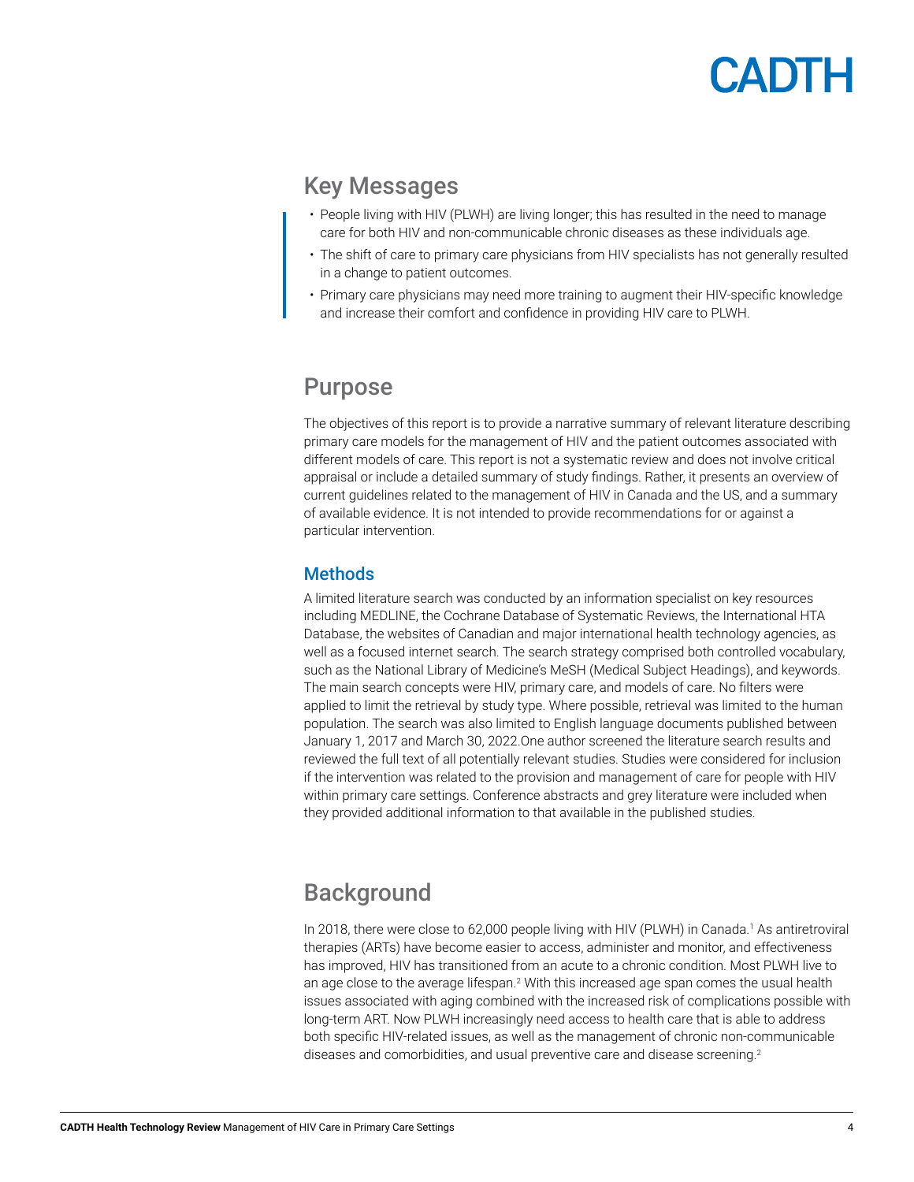## Key Messages

- People living with HIV (PLWH) are living longer; this has resulted in the need to manage care for both HIV and non-communicable chronic diseases as these individuals age.
- The shift of care to primary care physicians from HIV specialists has not generally resulted in a change to patient outcomes.
- Primary care physicians may need more training to augment their HIV-specific knowledge and increase their comfort and confidence in providing HIV care to PLWH.

## Purpose

The objectives of this report is to provide a narrative summary of relevant literature describing primary care models for the management of HIV and the patient outcomes associated with different models of care. This report is not a systematic review and does not involve critical appraisal or include a detailed summary of study findings. Rather, it presents an overview of current guidelines related to the management of HIV in Canada and the US, and a summary of available evidence. It is not intended to provide recommendations for or against a particular intervention.

### Methods

A limited literature search was conducted by an information specialist on key resources including MEDLINE, the Cochrane Database of Systematic Reviews, the International HTA Database, the websites of Canadian and major international health technology agencies, as well as a focused internet search. The search strategy comprised both controlled vocabulary, such as the National Library of Medicine's MeSH (Medical Subject Headings), and keywords. The main search concepts were HIV, primary care, and models of care. No filters were applied to limit the retrieval by study type. Where possible, retrieval was limited to the human population. The search was also limited to English language documents published between January 1, 2017 and March 30, 2022.One author screened the literature search results and reviewed the full text of all potentially relevant studies. Studies were considered for inclusion if the intervention was related to the provision and management of care for people with HIV within primary care settings. Conference abstracts and grey literature were included when they provided additional information to that available in the published studies.

## Background

In 2018, there were close to 62,000 people living with HIV (PLWH) in Canada.[1] As antiretroviral therapies (ARTs) have become easier to access, administer and monitor, and effectiveness has improved, HIV has transitioned from an acute to a chronic condition. Most PLWH live to an age close to the average lifespan.[2] With this increased age span comes the usual health issues associated with aging combined with the increased risk of complications possible with long-term ART. Now PLWH increasingly need access to health care that is able to address both specific HIV-related issues, as well as the management of chronic non-communicable diseases and comorbidities, and usual preventive care and disease screening.[2]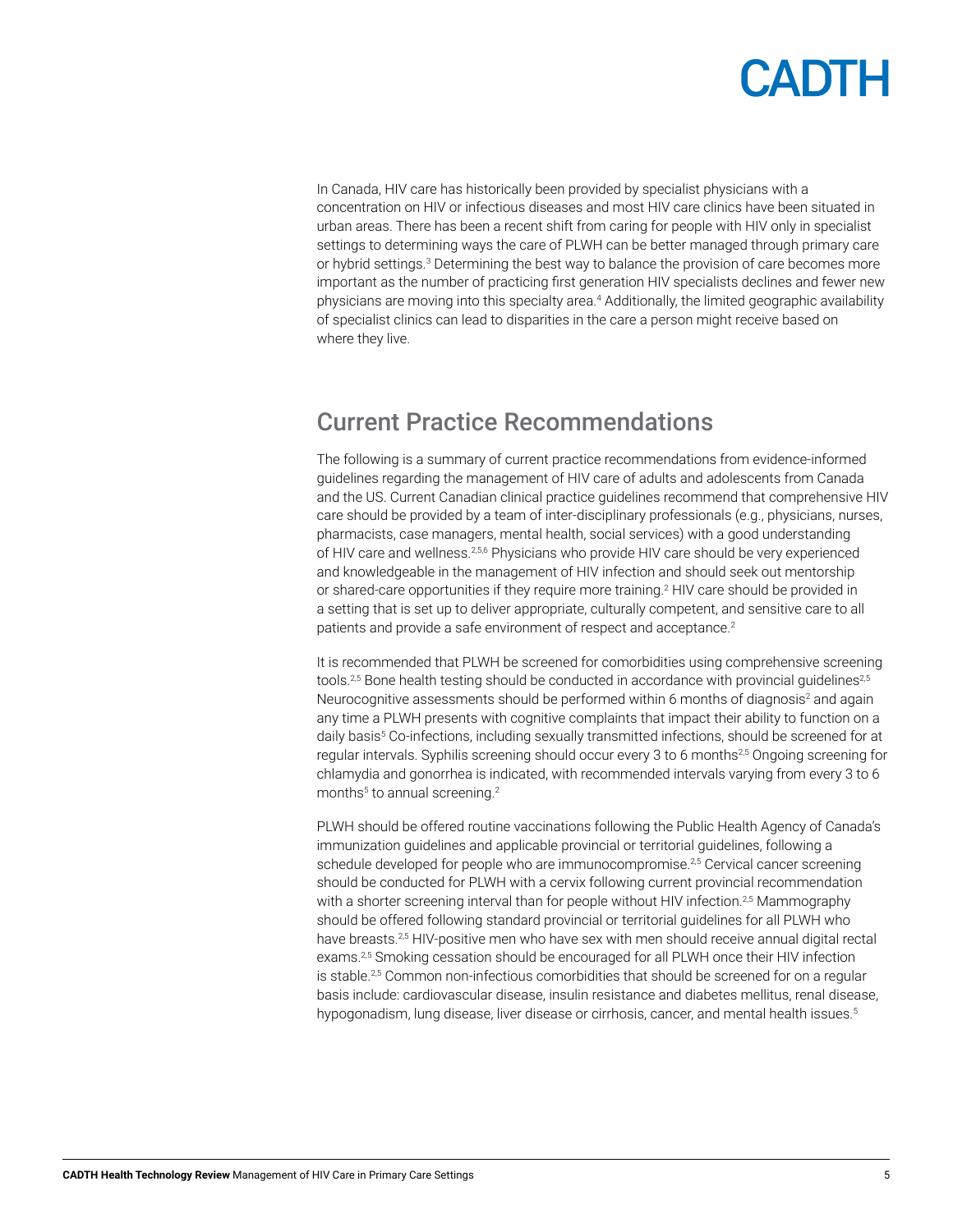In Canada, HIV care has historically been provided by specialist physicians with a concentration on HIV or infectious diseases and most HIV care clinics have been situated in urban areas. There has been a recent shift from caring for people with HIV only in specialist settings to determining ways the care of PLWH can be better managed through primary care or hybrid settings.[3] Determining the best way to balance the provision of care becomes more important as the number of practicing first generation HIV specialists declines and fewer new physicians are moving into this specialty area.[4] Additionally, the limited geographic availability of specialist clinics can lead to disparities in the care a person might receive based on where they live.

## Current Practice Recommendations

The following is a summary of current practice recommendations from evidence-informed guidelines regarding the management of HIV care of adults and adolescents from Canada and the US. Current Canadian clinical practice guidelines recommend that comprehensive HIV care should be provided by a team of inter-disciplinary professionals (e.g., physicians, nurses, pharmacists, case managers, mental health, social services) with a good understanding of HIV care and wellness.[2,5,6] Physicians who provide HIV care should be very experienced and knowledgeable in the management of HIV infection and should seek out mentorship or shared-care opportunities if they require more training.[2] HIV care should be provided in a setting that is set up to deliver appropriate, culturally competent, and sensitive care to all patients and provide a safe environment of respect and acceptance.[2]

It is recommended that PLWH be screened for comorbidities using comprehensive screening tools.[2,5] Bone health testing should be conducted in accordance with provincial guidelines[2,5] Neurocognitive assessments should be performed within 6 months of diagnosis[2] and again any time a PLWH presents with cognitive complaints that impact their ability to function on a daily basis[5] Co-infections, including sexually transmitted infections, should be screened for at regular intervals. Syphilis screening should occur every 3 to 6 months[2,5] Ongoing screening for chlamydia and gonorrhea is indicated, with recommended intervals varying from every 3 to 6 months[5] to annual screening.[2]

PLWH should be offered routine vaccinations following the Public Health Agency of Canada's immunization guidelines and applicable provincial or territorial guidelines, following a schedule developed for people who are immunocompromise.[2,5] Cervical cancer screening should be conducted for PLWH with a cervix following current provincial recommendation with a shorter screening interval than for people without HIV infection.[2,5] Mammography should be offered following standard provincial or territorial guidelines for all PLWH who have breasts.[2,5] HIV-positive men who have sex with men should receive annual digital rectal exams.[2,5] Smoking cessation should be encouraged for all PLWH once their HIV infection is stable.[2,5] Common non-infectious comorbidities that should be screened for on a regular basis include: cardiovascular disease, insulin resistance and diabetes mellitus, renal disease, hypogonadism, lung disease, liver disease or cirrhosis, cancer, and mental health issues.[5]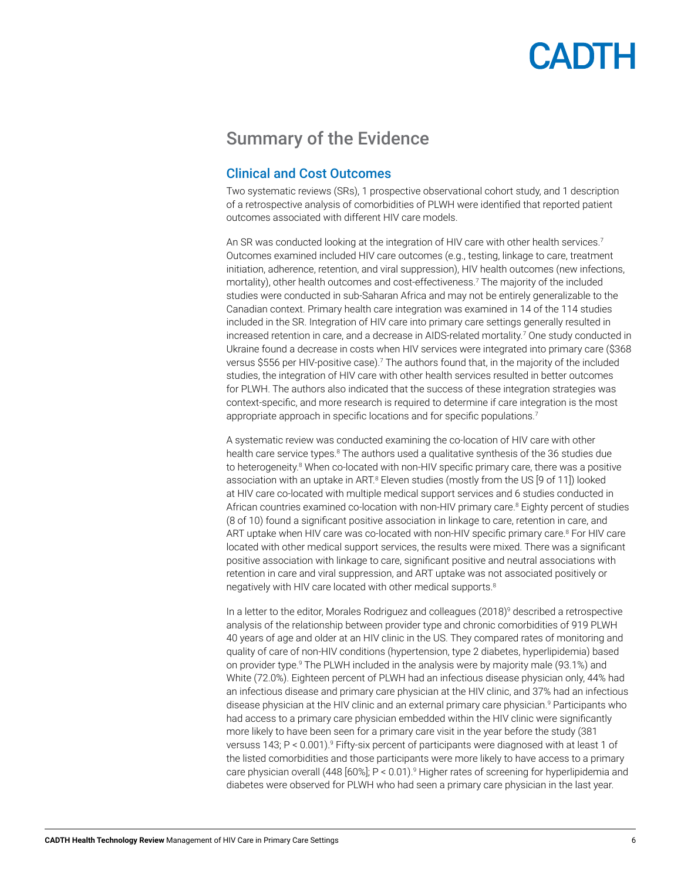## Summary of the Evidence

### Clinical and Cost Outcomes

Two systematic reviews (SRs), 1 prospective observational cohort study, and 1 description of a retrospective analysis of comorbidities of PLWH were identified that reported patient outcomes associated with different HIV care models.

An SR was conducted looking at the integration of HIV care with other health services.[7] Outcomes examined included HIV care outcomes (e.g., testing, linkage to care, treatment initiation, adherence, retention, and viral suppression), HIV health outcomes (new infections, mortality), other health outcomes and cost-effectiveness.[7] The majority of the included studies were conducted in sub-Saharan Africa and may not be entirely generalizable to the Canadian context. Primary health care integration was examined in 14 of the 114 studies included in the SR. Integration of HIV care into primary care settings generally resulted in increased retention in care, and a decrease in AIDS-related mortality.[7] One study conducted in Ukraine found a decrease in costs when HIV services were integrated into primary care ($368 versus $556 per HIV-positive case).[7] The authors found that, in the majority of the included studies, the integration of HIV care with other health services resulted in better outcomes for PLWH. The authors also indicated that the success of these integration strategies was context-specific, and more research is required to determine if care integration is the most appropriate approach in specific locations and for specific populations.[7]

A systematic review was conducted examining the co-location of HIV care with other health care service types.[8] The authors used a qualitative synthesis of the 36 studies due to heterogeneity.[8] When co-located with non-HIV specific primary care, there was a positive association with an uptake in ART.[8] Eleven studies (mostly from the US [9 of 11]) looked at HIV care co-located with multiple medical support services and 6 studies conducted in African countries examined co-location with non-HIV primary care.[8] Eighty percent of studies (8 of 10) found a significant positive association in linkage to care, retention in care, and ART uptake when HIV care was co-located with non-HIV specific primary care.[8] For HIV care located with other medical support services, the results were mixed. There was a significant positive association with linkage to care, significant positive and neutral associations with retention in care and viral suppression, and ART uptake was not associated positively or negatively with HIV care located with other medical supports.[8]

In a letter to the editor, Morales Rodriguez and colleagues (2018)[9] described a retrospective analysis of the relationship between provider type and chronic comorbidities of 919 PLWH 40 years of age and older at an HIV clinic in the US. They compared rates of monitoring and quality of care of non-HIV conditions (hypertension, type 2 diabetes, hyperlipidemia) based on provider type.[9] The PLWH included in the analysis were by majority male (93.1%) and White (72.0%). Eighteen percent of PLWH had an infectious disease physician only, 44% had an infectious disease and primary care physician at the HIV clinic, and 37% had an infectious disease physician at the HIV clinic and an external primary care physician.[9] Participants who had access to a primary care physician embedded within the HIV clinic were significantly more likely to have been seen for a primary care visit in the year before the study (381 versuss 143; $P < 0.001$).[9] Fifty-six percent of participants were diagnosed with at least 1 of the listed comorbidities and those participants were more likely to have access to a primary care physician overall (448 [60%]; $P < 0.01$).[9] Higher rates of screening for hyperlipidemia and diabetes were observed for PLWH who had seen a primary care physician in the last year.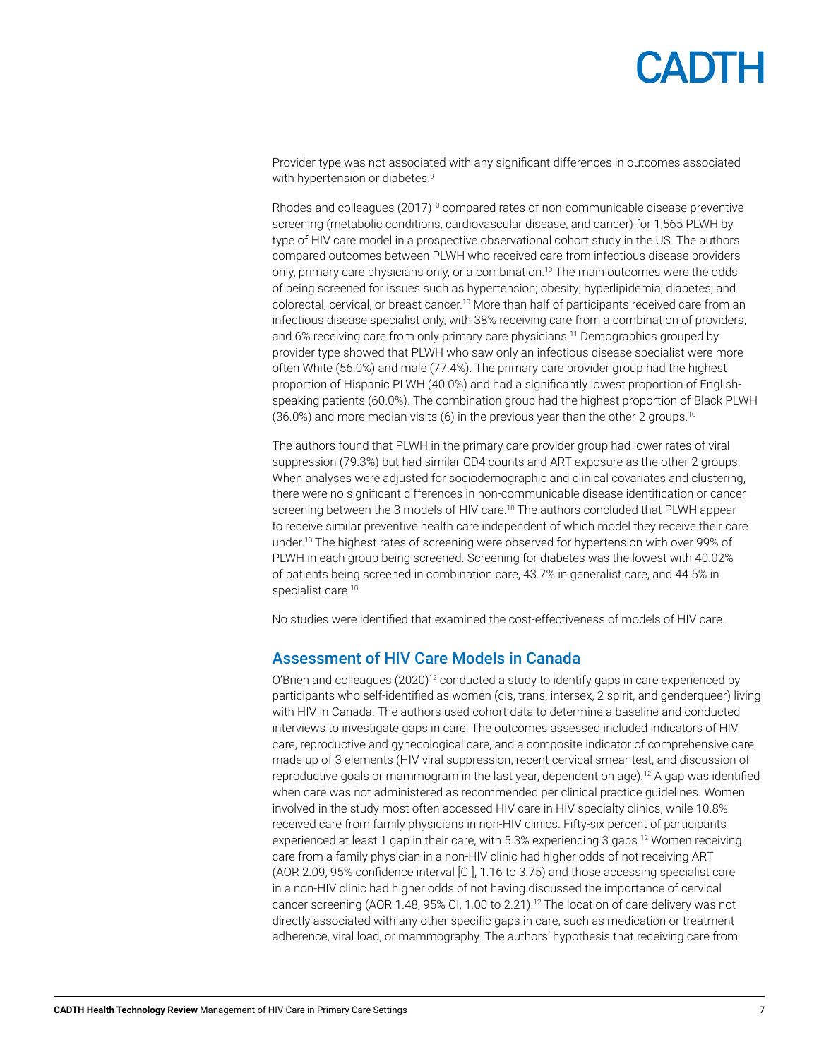Provider type was not associated with any significant differences in outcomes associated with hypertension or diabetes.[9]

Rhodes and colleagues (2017)[10] compared rates of non-communicable disease preventive screening (metabolic conditions, cardiovascular disease, and cancer) for 1,565 PLWH by type of HIV care model in a prospective observational cohort study in the US. The authors compared outcomes between PLWH who received care from infectious disease providers only, primary care physicians only, or a combination.[10] The main outcomes were the odds of being screened for issues such as hypertension; obesity; hyperlipidemia; diabetes; and colorectal, cervical, or breast cancer.[10] More than half of participants received care from an infectious disease specialist only, with 38% receiving care from a combination of providers, and 6% receiving care from only primary care physicians.[11] Demographics grouped by provider type showed that PLWH who saw only an infectious disease specialist were more often White (56.0%) and male (77.4%). The primary care provider group had the highest proportion of Hispanic PLWH (40.0%) and had a significantly lowest proportion of English-speaking patients (60.0%). The combination group had the highest proportion of Black PLWH (36.0%) and more median visits (6) in the previous year than the other 2 groups.[10]

The authors found that PLWH in the primary care provider group had lower rates of viral suppression (79.3%) but had similar CD4 counts and ART exposure as the other 2 groups. When analyses were adjusted for sociodemographic and clinical covariates and clustering, there were no significant differences in non-communicable disease identification or cancer screening between the 3 models of HIV care.[10] The authors concluded that PLWH appear to receive similar preventive health care independent of which model they receive their care under.[10] The highest rates of screening were observed for hypertension with over 99% of PLWH in each group being screened. Screening for diabetes was the lowest with 40.02% of patients being screened in combination care, 43.7% in generalist care, and 44.5% in specialist care.[10]

No studies were identified that examined the cost-effectiveness of models of HIV care.

## Assessment of HIV Care Models in Canada

O'Brien and colleagues (2020)[12] conducted a study to identify gaps in care experienced by participants who self-identified as women (cis, trans, intersex, 2 spirit, and genderqueer) living with HIV in Canada. The authors used cohort data to determine a baseline and conducted interviews to investigate gaps in care. The outcomes assessed included indicators of HIV care, reproductive and gynecological care, and a composite indicator of comprehensive care made up of 3 elements (HIV viral suppression, recent cervical smear test, and discussion of reproductive goals or mammogram in the last year, dependent on age).[12] A gap was identified when care was not administered as recommended per clinical practice guidelines. Women involved in the study most often accessed HIV care in HIV specialty clinics, while 10.8% received care from family physicians in non-HIV clinics. Fifty-six percent of participants experienced at least 1 gap in their care, with 5.3% experiencing 3 gaps.[12] Women receiving care from a family physician in a non-HIV clinic had higher odds of not receiving ART (AOR 2.09, 95% confidence interval [CI], 1.16 to 3.75) and those accessing specialist care in a non-HIV clinic had higher odds of not having discussed the importance of cervical cancer screening (AOR 1.48, 95% CI, 1.00 to 2.21).[12] The location of care delivery was not directly associated with any other specific gaps in care, such as medication or treatment adherence, viral load, or mammography. The authors' hypothesis that receiving care from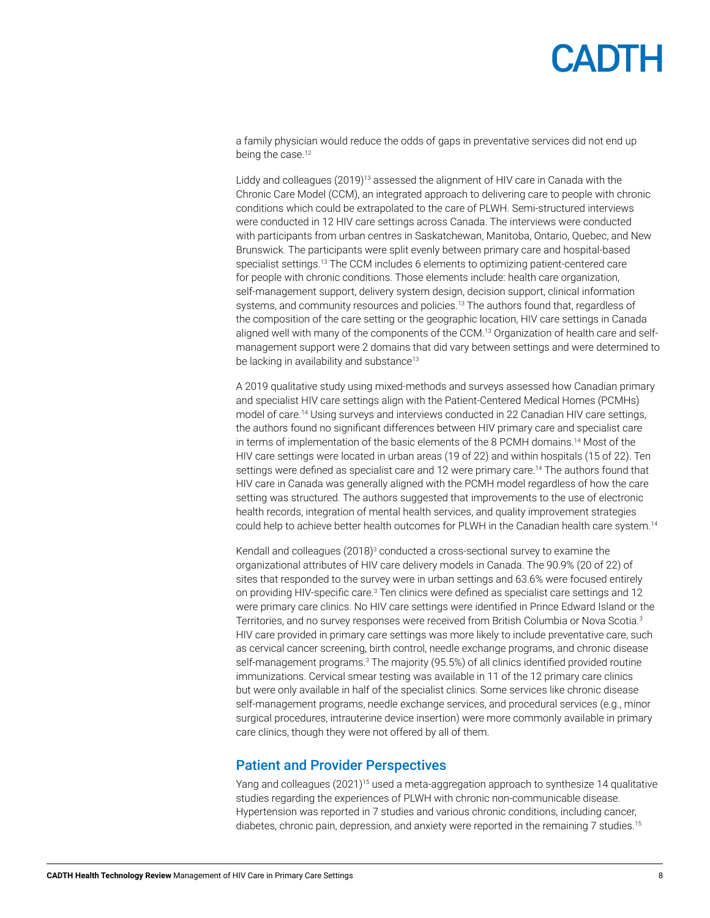a family physician would reduce the odds of gaps in preventative services did not end up being the case.[12]

Liddy and colleagues (2019)[13] assessed the alignment of HIV care in Canada with the Chronic Care Model (CCM), an integrated approach to delivering care to people with chronic conditions which could be extrapolated to the care of PLWH. Semi-structured interviews were conducted in 12 HIV care settings across Canada. The interviews were conducted with participants from urban centres in Saskatchewan, Manitoba, Ontario, Quebec, and New Brunswick. The participants were split evenly between primary care and hospital-based specialist settings.[13] The CCM includes 6 elements to optimizing patient-centered care for people with chronic conditions. Those elements include: health care organization, self-management support, delivery system design, decision support, clinical information systems, and community resources and policies.[13] The authors found that, regardless of the composition of the care setting or the geographic location, HIV care settings in Canada aligned well with many of the components of the CCM.[13] Organization of health care and self-management support were 2 domains that did vary between settings and were determined to be lacking in availability and substance[13]

A 2019 qualitative study using mixed-methods and surveys assessed how Canadian primary and specialist HIV care settings align with the Patient-Centered Medical Homes (PCMHs) model of care.[14] Using surveys and interviews conducted in 22 Canadian HIV care settings, the authors found no significant differences between HIV primary care and specialist care in terms of implementation of the basic elements of the 8 PCMH domains.[14] Most of the HIV care settings were located in urban areas (19 of 22) and within hospitals (15 of 22). Ten settings were defined as specialist care and 12 were primary care.[14] The authors found that HIV care in Canada was generally aligned with the PCMH model regardless of how the care setting was structured. The authors suggested that improvements to the use of electronic health records, integration of mental health services, and quality improvement strategies could help to achieve better health outcomes for PLWH in the Canadian health care system.[14]

Kendall and colleagues (2018)[3] conducted a cross-sectional survey to examine the organizational attributes of HIV care delivery models in Canada. The 90.9% (20 of 22) of sites that responded to the survey were in urban settings and 63.6% were focused entirely on providing HIV-specific care.[3] Ten clinics were defined as specialist care settings and 12 were primary care clinics. No HIV care settings were identified in Prince Edward Island or the Territories, and no survey responses were received from British Columbia or Nova Scotia.[3] HIV care provided in primary care settings was more likely to include preventative care, such as cervical cancer screening, birth control, needle exchange programs, and chronic disease self-management programs.[3] The majority (95.5%) of all clinics identified provided routine immunizations. Cervical smear testing was available in 11 of the 12 primary care clinics but were only available in half of the specialist clinics. Some services like chronic disease self-management programs, needle exchange services, and procedural services (e.g., minor surgical procedures, intrauterine device insertion) were more commonly available in primary care clinics, though they were not offered by all of them.

## Patient and Provider Perspectives

Yang and colleagues (2021)[15] used a meta-aggregation approach to synthesize 14 qualitative studies regarding the experiences of PLWH with chronic non-communicable disease. Hypertension was reported in 7 studies and various chronic conditions, including cancer, diabetes, chronic pain, depression, and anxiety were reported in the remaining 7 studies.[15]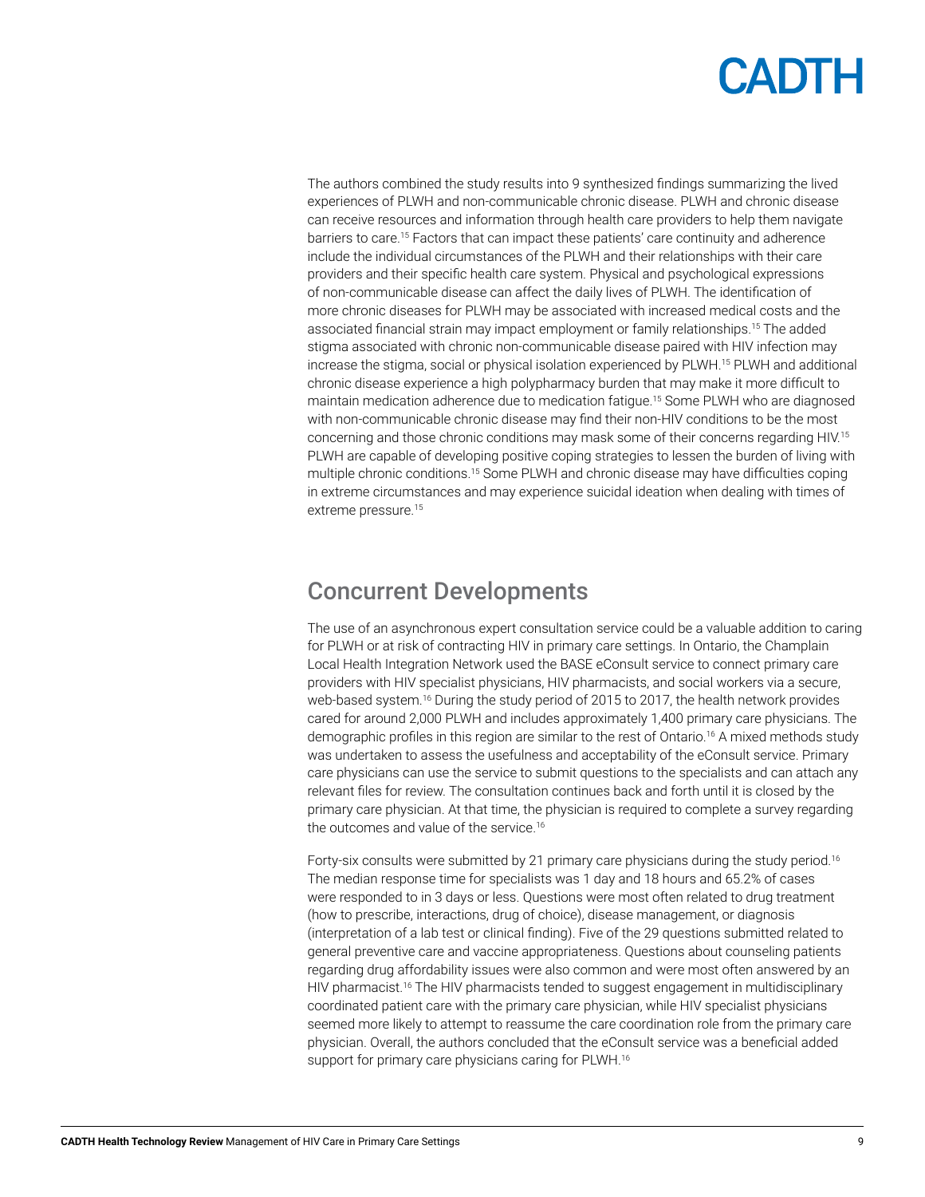The authors combined the study results into 9 synthesized findings summarizing the lived experiences of PLWH and non-communicable chronic disease. PLWH and chronic disease can receive resources and information through health care providers to help them navigate barriers to care.[15] Factors that can impact these patients' care continuity and adherence include the individual circumstances of the PLWH and their relationships with their care providers and their specific health care system. Physical and psychological expressions of non-communicable disease can affect the daily lives of PLWH. The identification of more chronic diseases for PLWH may be associated with increased medical costs and the associated financial strain may impact employment or family relationships.[15] The added stigma associated with chronic non-communicable disease paired with HIV infection may increase the stigma, social or physical isolation experienced by PLWH.[15] PLWH and additional chronic disease experience a high polypharmacy burden that may make it more difficult to maintain medication adherence due to medication fatigue.[15] Some PLWH who are diagnosed with non-communicable chronic disease may find their non-HIV conditions to be the most concerning and those chronic conditions may mask some of their concerns regarding HIV.[15] PLWH are capable of developing positive coping strategies to lessen the burden of living with multiple chronic conditions.[15] Some PLWH and chronic disease may have difficulties coping in extreme circumstances and may experience suicidal ideation when dealing with times of extreme pressure.[15]

## Concurrent Developments

The use of an asynchronous expert consultation service could be a valuable addition to caring for PLWH or at risk of contracting HIV in primary care settings. In Ontario, the Champlain Local Health Integration Network used the BASE eConsult service to connect primary care providers with HIV specialist physicians, HIV pharmacists, and social workers via a secure, web-based system.[16] During the study period of 2015 to 2017, the health network provides cared for around 2,000 PLWH and includes approximately 1,400 primary care physicians. The demographic profiles in this region are similar to the rest of Ontario.[16] A mixed methods study was undertaken to assess the usefulness and acceptability of the eConsult service. Primary care physicians can use the service to submit questions to the specialists and can attach any relevant files for review. The consultation continues back and forth until it is closed by the primary care physician. At that time, the physician is required to complete a survey regarding the outcomes and value of the service.[16]

Forty-six consults were submitted by 21 primary care physicians during the study period.[16] The median response time for specialists was 1 day and 18 hours and 65.2% of cases were responded to in 3 days or less. Questions were most often related to drug treatment (how to prescribe, interactions, drug of choice), disease management, or diagnosis (interpretation of a lab test or clinical finding). Five of the 29 questions submitted related to general preventive care and vaccine appropriateness. Questions about counseling patients regarding drug affordability issues were also common and were most often answered by an HIV pharmacist.[16] The HIV pharmacists tended to suggest engagement in multidisciplinary coordinated patient care with the primary care physician, while HIV specialist physicians seemed more likely to attempt to reassume the care coordination role from the primary care physician. Overall, the authors concluded that the eConsult service was a beneficial added support for primary care physicians caring for PLWH.[16]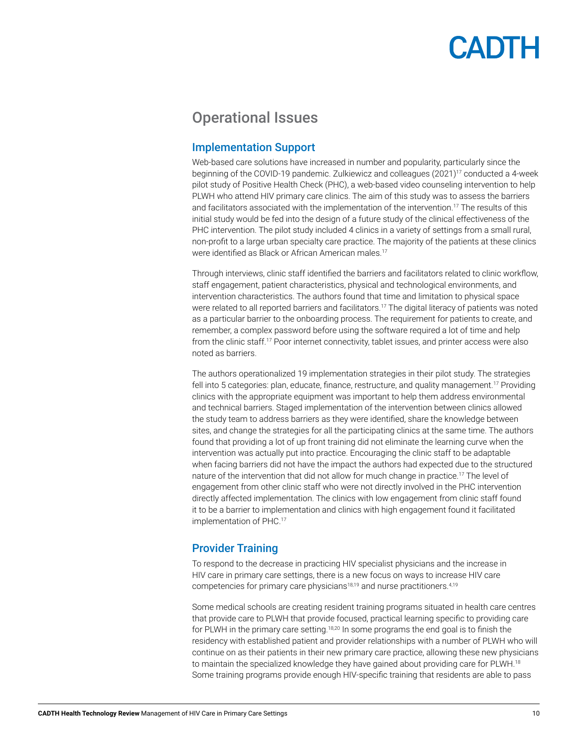## Operational Issues

### Implementation Support

Web-based care solutions have increased in number and popularity, particularly since the beginning of the COVID-19 pandemic. Zulkiewicz and colleagues (2021)[17] conducted a 4-week pilot study of Positive Health Check (PHC), a web-based video counseling intervention to help PLWH who attend HIV primary care clinics. The aim of this study was to assess the barriers and facilitators associated with the implementation of the intervention.[17] The results of this initial study would be fed into the design of a future study of the clinical effectiveness of the PHC intervention. The pilot study included 4 clinics in a variety of settings from a small rural, non-profit to a large urban specialty care practice. The majority of the patients at these clinics were identified as Black or African American males.[17]

Through interviews, clinic staff identified the barriers and facilitators related to clinic workflow, staff engagement, patient characteristics, physical and technological environments, and intervention characteristics. The authors found that time and limitation to physical space were related to all reported barriers and facilitators.[17] The digital literacy of patients was noted as a particular barrier to the onboarding process. The requirement for patients to create, and remember, a complex password before using the software required a lot of time and help from the clinic staff.[17] Poor internet connectivity, tablet issues, and printer access were also noted as barriers.

The authors operationalized 19 implementation strategies in their pilot study. The strategies fell into 5 categories: plan, educate, finance, restructure, and quality management.[17] Providing clinics with the appropriate equipment was important to help them address environmental and technical barriers. Staged implementation of the intervention between clinics allowed the study team to address barriers as they were identified, share the knowledge between sites, and change the strategies for all the participating clinics at the same time. The authors found that providing a lot of up front training did not eliminate the learning curve when the intervention was actually put into practice. Encouraging the clinic staff to be adaptable when facing barriers did not have the impact the authors had expected due to the structured nature of the intervention that did not allow for much change in practice.[17] The level of engagement from other clinic staff who were not directly involved in the PHC intervention directly affected implementation. The clinics with low engagement from clinic staff found it to be a barrier to implementation and clinics with high engagement found it facilitated implementation of PHC.[17]

### Provider Training

To respond to the decrease in practicing HIV specialist physicians and the increase in HIV care in primary care settings, there is a new focus on ways to increase HIV care competencies for primary care physicians[18,19] and nurse practitioners.[4,19]

Some medical schools are creating resident training programs situated in health care centres that provide care to PLWH that provide focused, practical learning specific to providing care for PLWH in the primary care setting.[18,20] In some programs the end goal is to finish the residency with established patient and provider relationships with a number of PLWH who will continue on as their patients in their new primary care practice, allowing these new physicians to maintain the specialized knowledge they have gained about providing care for PLWH.[18] Some training programs provide enough HIV-specific training that residents are able to pass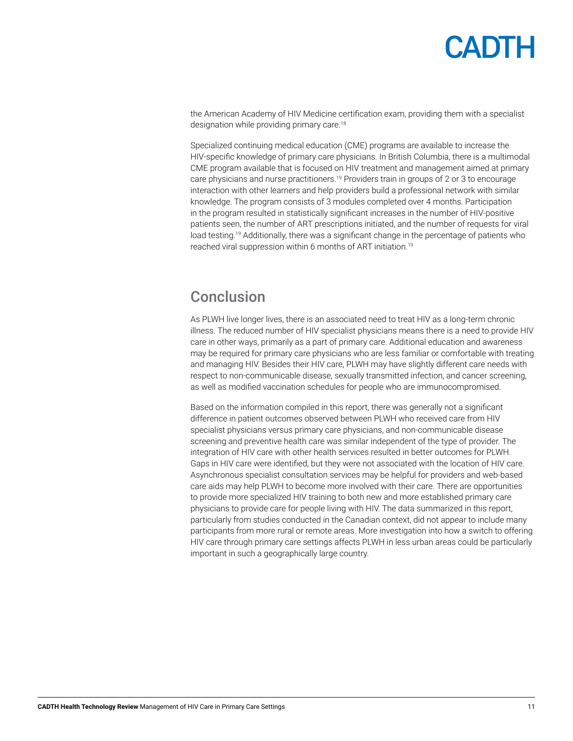the American Academy of HIV Medicine certification exam, providing them with a specialist designation while providing primary care.[18]

Specialized continuing medical education (CME) programs are available to increase the HIV-specific knowledge of primary care physicians. In British Columbia, there is a multimodal CME program available that is focused on HIV treatment and management aimed at primary care physicians and nurse practitioners.[19] Providers train in groups of 2 or 3 to encourage interaction with other learners and help providers build a professional network with similar knowledge. The program consists of 3 modules completed over 4 months. Participation in the program resulted in statistically significant increases in the number of HIV-positive patients seen, the number of ART prescriptions initiated, and the number of requests for viral load testing.[19] Additionally, there was a significant change in the percentage of patients who reached viral suppression within 6 months of ART initiation.[19]

## Conclusion

As PLWH live longer lives, there is an associated need to treat HIV as a long-term chronic illness. The reduced number of HIV specialist physicians means there is a need to provide HIV care in other ways, primarily as a part of primary care. Additional education and awareness may be required for primary care physicians who are less familiar or comfortable with treating and managing HIV. Besides their HIV care, PLWH may have slightly different care needs with respect to non-communicable disease, sexually transmitted infection, and cancer screening, as well as modified vaccination schedules for people who are immunocompromised.

Based on the information compiled in this report, there was generally not a significant difference in patient outcomes observed between PLWH who received care from HIV specialist physicians versus primary care physicians, and non-communicable disease screening and preventive health care was similar independent of the type of provider. The integration of HIV care with other health services resulted in better outcomes for PLWH. Gaps in HIV care were identified, but they were not associated with the location of HIV care. Asynchronous specialist consultation services may be helpful for providers and web-based care aids may help PLWH to become more involved with their care. There are opportunities to provide more specialized HIV training to both new and more established primary care physicians to provide care for people living with HIV. The data summarized in this report, particularly from studies conducted in the Canadian context, did not appear to include many participants from more rural or remote areas. More investigation into how a switch to offering HIV care through primary care settings affects PLWH in less urban areas could be particularly important in such a geographically large country.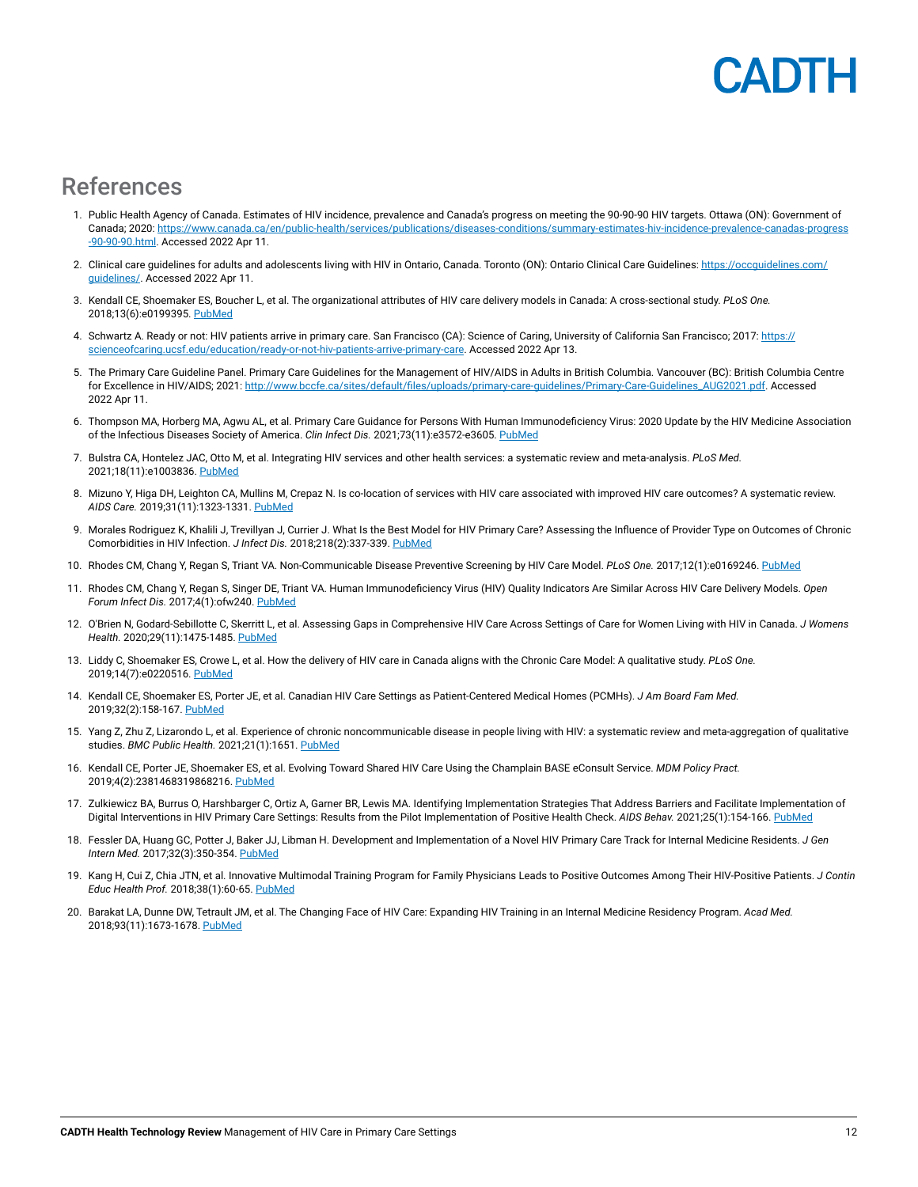## References

1. Public Health Agency of Canada. Estimates of HIV incidence, prevalence and Canada's progress on meeting the 90-90-90 HIV targets. Ottawa (ON): Government of Canada; 2020: [https://www.canada.ca/en/public-health/services/publications/diseases-conditions/summary-estimates-hiv-incidence-prevalence-canadas-progress-90-90-90.html](https://www.canada.ca/en/public-health/services/publications/diseases-conditions/summary-estimates-hiv-incidence-prevalence-canadas-progress-90-90-90.html). Accessed 2022 Apr 11.
2. Clinical care guidelines for adults and adolescents living with HIV in Ontario, Canada. Toronto (ON): Ontario Clinical Care Guidelines: [https://occguidelines.com/guidelines/](https://occguidelines.com/guidelines/). Accessed 2022 Apr 11.
3. Kendall CE, Shoemaker ES, Boucher L, et al. The organizational attributes of HIV care delivery models in Canada: A cross-sectional study. *PLoS One.* 2018;13(6):e0199395. PubMed
4. Schwartz A. Ready or not: HIV patients arrive in primary care. San Francisco (CA): Science of Caring, University of California San Francisco; 2017: [https://scienceofcaring.ucsf.edu/education/ready-or-not-hiv-patients-arrive-primary-care](https://scienceofcaring.ucsf.edu/education/ready-or-not-hiv-patients-arrive-primary-care). Accessed 2022 Apr 13.
5. The Primary Care Guideline Panel. Primary Care Guidelines for the Management of HIV/AIDS in Adults in British Columbia. Vancouver (BC): British Columbia Centre for Excellence in HIV/AIDS; 2021: [http://www.bccfe.ca/sites/default/files/uploads/primary-care-guidelines/Primary-Care-Guidelines_AUG2021.pdf](http://www.bccfe.ca/sites/default/files/uploads/primary-care-guidelines/Primary-Care-Guidelines_AUG2021.pdf). Accessed 2022 Apr 11.
6. Thompson MA, Horberg MA, Agwu AL, et al. Primary Care Guidance for Persons With Human Immunodeficiency Virus: 2020 Update by the HIV Medicine Association of the Infectious Diseases Society of America. *Clin Infect Dis.* 2021;73(11):e3572-e3605. PubMed
7. Bulstra CA, Hontelez JAC, Otto M, et al. Integrating HIV services and other health services: a systematic review and meta-analysis. *PLoS Med.* 2021;18(11):e1003836. PubMed
8. Mizuno Y, Higa DH, Leighton CA, Mullins M, Crepaz N. Is co-location of services with HIV care associated with improved HIV care outcomes? A systematic review. *AIDS Care.* 2019;31(11):1323-1331. PubMed
9. Morales Rodriguez K, Khalili J, Trevillyan J, Currier J. What Is the Best Model for HIV Primary Care? Assessing the Influence of Provider Type on Outcomes of Chronic Comorbidities in HIV Infection. *J Infect Dis.* 2018;218(2):337-339. PubMed
10. Rhodes CM, Chang Y, Regan S, Triant VA. Non-Communicable Disease Preventive Screening by HIV Care Model. *PLoS One.* 2017;12(1):e0169246. PubMed
11. Rhodes CM, Chang Y, Regan S, Singer DE, Triant VA. Human Immunodeficiency Virus (HIV) Quality Indicators Are Similar Across HIV Care Delivery Models. *Open Forum Infect Dis.* 2017;4(1):ofw240. PubMed
12. O'Brien N, Godard-Sebillotte C, Skerritt L, et al. Assessing Gaps in Comprehensive HIV Care Across Settings of Care for Women Living with HIV in Canada. *J Womens Health.* 2020;29(11):1475-1485. PubMed
13. Liddy C, Shoemaker ES, Crowe L, et al. How the delivery of HIV care in Canada aligns with the Chronic Care Model: A qualitative study. *PLoS One.* 2019;14(7):e0220516. PubMed
14. Kendall CE, Shoemaker ES, Porter JE, et al. Canadian HIV Care Settings as Patient-Centered Medical Homes (PCMHs). *J Am Board Fam Med.* 2019;32(2):158-167. PubMed
15. Yang Z, Zhu Z, Lizarondo L, et al. Experience of chronic noncommunicable disease in people living with HIV: a systematic review and meta-aggregation of qualitative studies. *BMC Public Health.* 2021;21(1):1651. PubMed
16. Kendall CE, Porter JE, Shoemaker ES, et al. Evolving Toward Shared HIV Care Using the Champlain BASE eConsult Service. *MDM Policy Pract.* 2019;4(2):2381468319868216. PubMed
17. Zulkiewicz BA, Burrus O, Harshbarger C, Ortiz A, Garner BR, Lewis MA. Identifying Implementation Strategies That Address Barriers and Facilitate Implementation of Digital Interventions in HIV Primary Care Settings: Results from the Pilot Implementation of Positive Health Check. *AIDS Behav.* 2021;25(1):154-166. PubMed
18. Fessler DA, Huang GC, Potter J, Baker JJ, Libman H. Development and Implementation of a Novel HIV Primary Care Track for Internal Medicine Residents. *J Gen Intern Med.* 2017;32(3):350-354. PubMed
19. Kang H, Cui Z, Chia JTN, et al. Innovative Multimodal Training Program for Family Physicians Leads to Positive Outcomes Among Their HIV-Positive Patients. *J Contin Educ Health Prof.* 2018;38(1):60-65. PubMed
20. Barakat LA, Dunne DW, Tetrault JM, et al. The Changing Face of HIV Care: Expanding HIV Training in an Internal Medicine Residency Program. *Acad Med.* 2018;93(11):1673-1678. PubMed